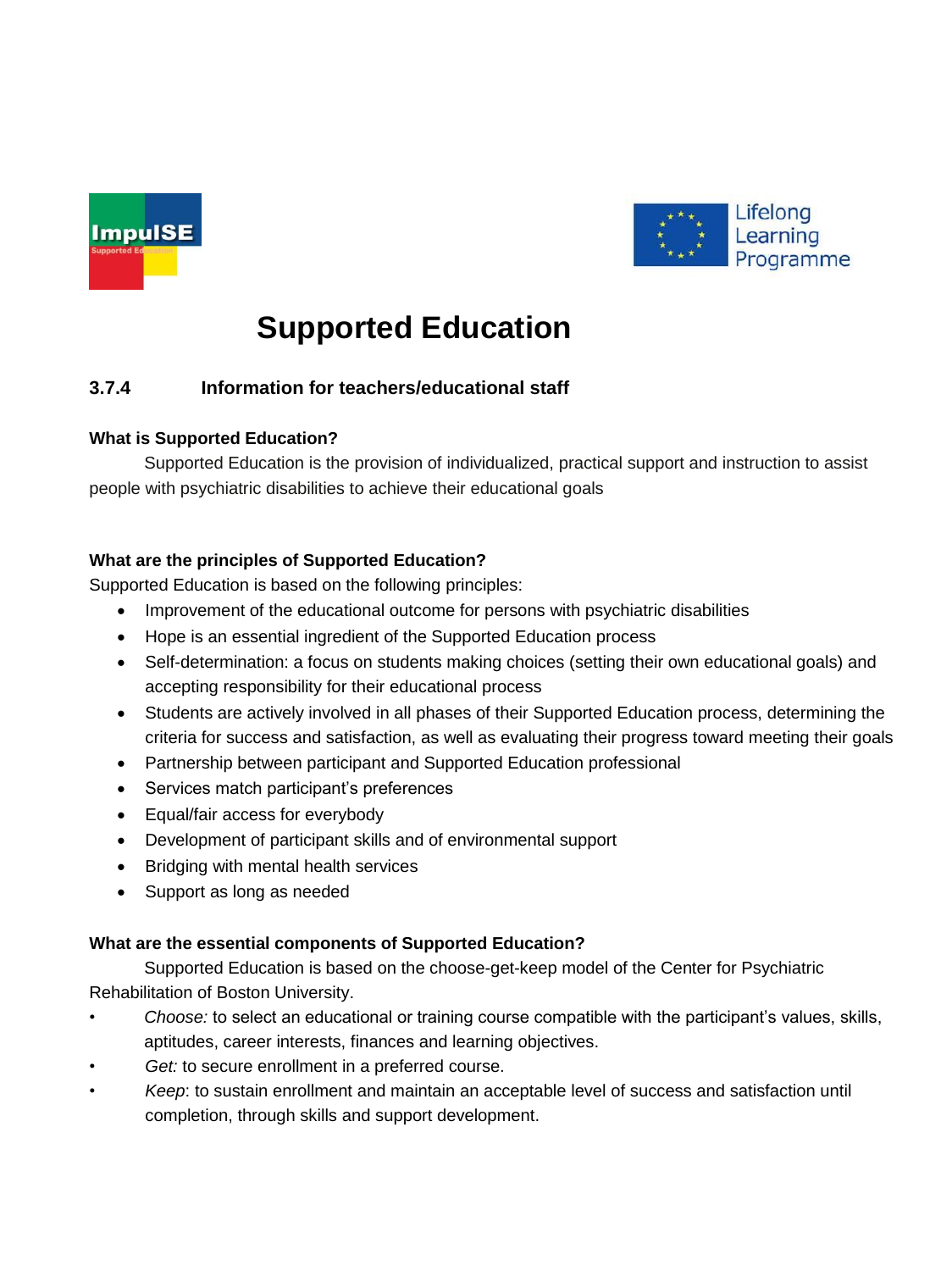# Supported Education

## 3.7.4 Information for teachers/educational staff

**What is Supported Education?**

Supported Education is the provision of individualized, practical support and instruction to assist people with psychiatric disabilities to achieve their educational goals

**What are the principles of Supported Education?**

Supported Education is based on the following principles:

- Improvement of the educational outcome for persons with psychiatric disabilities
- Hope is an essential ingredient of the Supported Education process
- Self-determination: a focus on students making choices (setting their own educational goals) and accepting responsibility for their educational process
- Students are actively involved in all phases of their Supported Education process, determining the criteria for success and satisfaction, as well as evaluating their progress toward meeting their goals
- Partnership between participant and Supported Education professional
- Services match participant's preferences
- Equal/fair access for everybody
- Development of participant skills and of environmental support
- Bridging with mental health services
- Support as long as needed

**What are the essential components of Supported Education?**

Supported Education is based on the choose-get-keep model of the Center for Psychiatric Rehabilitation of Boston University.

- *Choose:* to select an educational or training course compatible with the participant's values, skills, aptitudes, career interests, finances and learning objectives.
- *Get:* to secure enrollment in a preferred course.
- *Keep*: to sustain enrollment and maintain an acceptable level of success and satisfaction until completion, through skills and support development.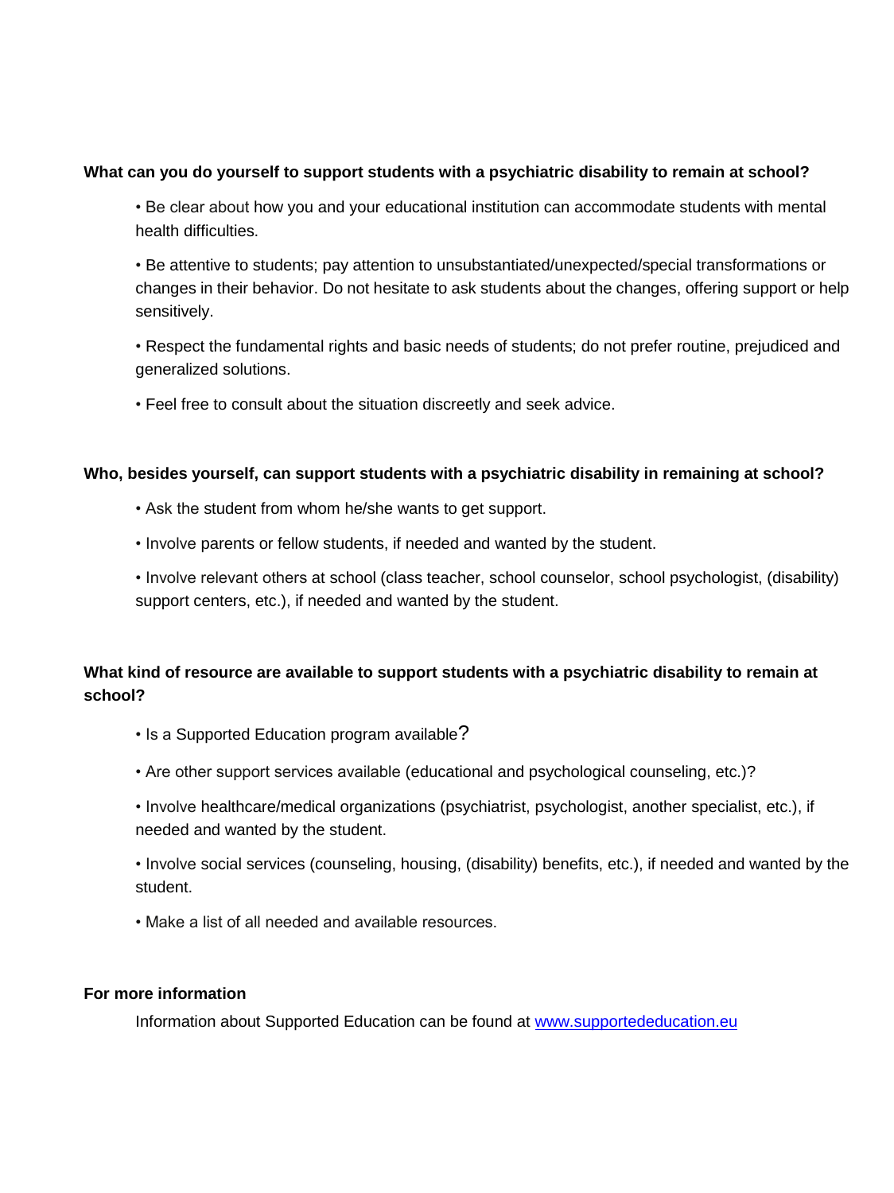**What can you do yourself to support students with a psychiatric disability to remain at school?**

- Be clear about how you and your educational institution can accommodate students with mental health difficulties.
- Be attentive to students; pay attention to unsubstantiated/unexpected/special transformations or changes in their behavior. Do not hesitate to ask students about the changes, offering support or help sensitively.
- Respect the fundamental rights and basic needs of students; do not prefer routine, prejudiced and generalized solutions.
- Feel free to consult about the situation discreetly and seek advice.

**Who, besides yourself, can support students with a psychiatric disability in remaining at school?**

- Ask the student from whom he/she wants to get support.
- Involve parents or fellow students, if needed and wanted by the student.
- Involve relevant others at school (class teacher, school counselor, school psychologist, (disability) support centers, etc.), if needed and wanted by the student.

**What kind of resource are available to support students with a psychiatric disability to remain at school?**

- Is a Supported Education program available?
- Are other support services available (educational and psychological counseling, etc.)?
- Involve healthcare/medical organizations (psychiatrist, psychologist, another specialist, etc.), if needed and wanted by the student.
- Involve social services (counseling, housing, (disability) benefits, etc.), if needed and wanted by the student.
- Make a list of all needed and available resources.

**For more information**

Information about Supported Education can be found at [www.supportededucation.eu](http://www.supportededucation.eu)